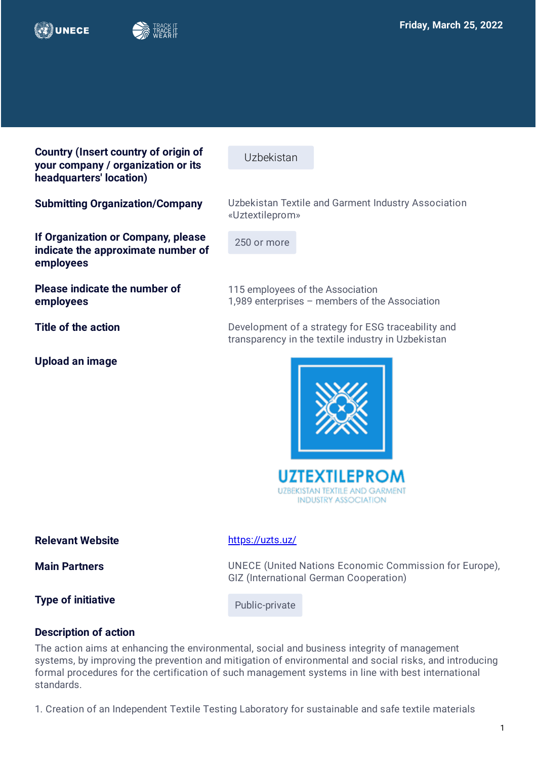Friday, March 25, 2022

**Country (Insert country of origin of your company / organization or its headquarters' location)**

Uzbekistan

**Submitting Organization/Company**

Uzbekistan Textile and Garment Industry Association «Uztextileprom»

**If Organization or Company, please indicate the approximate number of employees**

250 or more

**Please indicate the number of employees**

115 employees of the Association
1,989 enterprises – members of the Association

**Title of the action**

Development of a strategy for ESG traceability and transparency in the textile industry in Uzbekistan

**Upload an image**

**Relevant Website**

[https://uzts.uz/](https://uzts.uz/)

**Main Partners**

UNECE (United Nations Economic Commission for Europe), GIZ (International German Cooperation)

**Type of initiative**

Public-private

**Description of action**

The action aims at enhancing the environmental, social and business integrity of management systems, by improving the prevention and mitigation of environmental and social risks, and introducing formal procedures for the certification of such management systems in line with best international standards.

1. Creation of an Independent Textile Testing Laboratory for sustainable and safe textile materials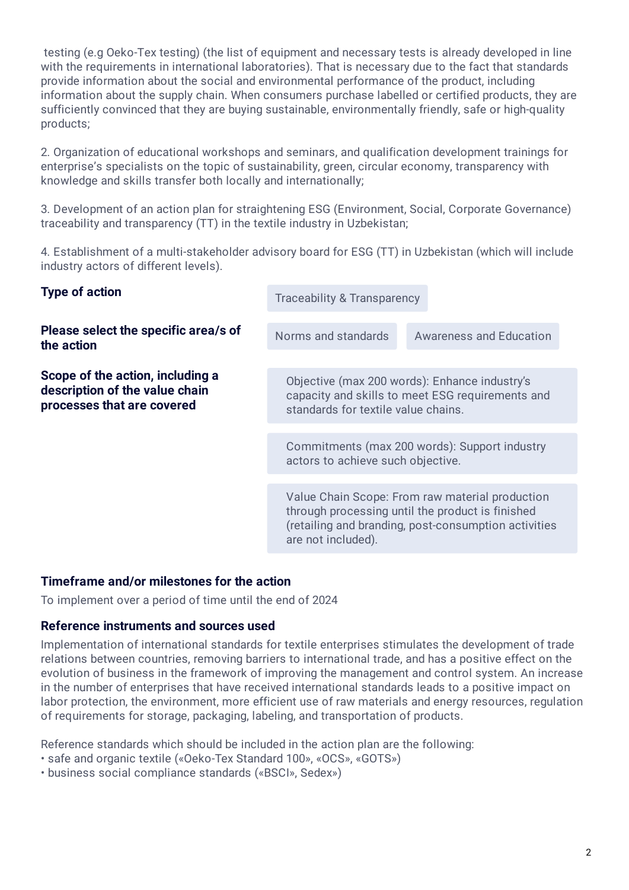testing (e.g Oeko-Tex testing) (the list of equipment and necessary tests is already developed in line with the requirements in international laboratories). That is necessary due to the fact that standards provide information about the social and environmental performance of the product, including information about the supply chain. When consumers purchase labelled or certified products, they are sufficiently convinced that they are buying sustainable, environmentally friendly, safe or high-quality products;

2. Organization of educational workshops and seminars, and qualification development trainings for enterprise's specialists on the topic of sustainability, green, circular economy, transparency with knowledge and skills transfer both locally and internationally;

3. Development of an action plan for straightening ESG (Environment, Social, Corporate Governance) traceability and transparency (TT) in the textile industry in Uzbekistan;

4. Establishment of a multi-stakeholder advisory board for ESG (TT) in Uzbekistan (which will include industry actors of different levels).

**Type of action**

Traceability & Transparency

**Please select the specific area/s of the action**

Norms and standards

Awareness and Education

**Scope of the action, including a description of the value chain processes that are covered**

Objective (max 200 words): Enhance industry's capacity and skills to meet ESG requirements and standards for textile value chains.

Commitments (max 200 words): Support industry actors to achieve such objective.

Value Chain Scope: From raw material production through processing until the product is finished (retailing and branding, post-consumption activities are not included).

### Timeframe and/or milestones for the action

To implement over a period of time until the end of 2024

### Reference instruments and sources used

Implementation of international standards for textile enterprises stimulates the development of trade relations between countries, removing barriers to international trade, and has a positive effect on the evolution of business in the framework of improving the management and control system. An increase in the number of enterprises that have received international standards leads to a positive impact on labor protection, the environment, more efficient use of raw materials and energy resources, regulation of requirements for storage, packaging, labeling, and transportation of products.

Reference standards which should be included in the action plan are the following:

- safe and organic textile («Oeko-Tex Standard 100», «OCS», «GOTS»)
- business social compliance standards («BSCI», Sedex»)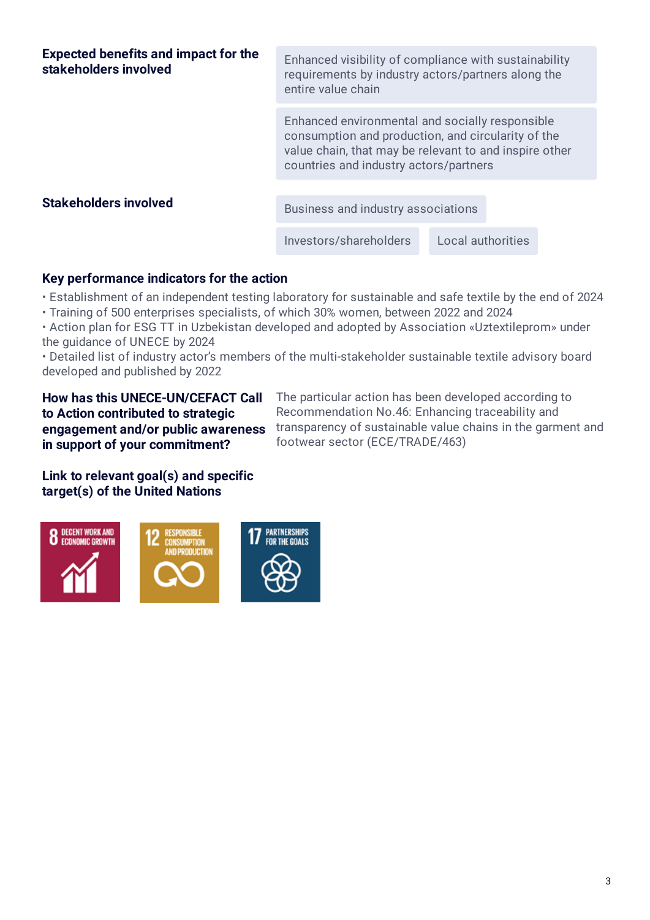**Expected benefits and impact for the stakeholders involved**

Enhanced visibility of compliance with sustainability requirements by industry actors/partners along the entire value chain

Enhanced environmental and socially responsible consumption and production, and circularity of the value chain, that may be relevant to and inspire other countries and industry actors/partners

**Stakeholders involved**

Business and industry associations

Investors/shareholders

Local authorities

**Key performance indicators for the action**

• Establishment of an independent testing laboratory for sustainable and safe textile by the end of 2024
• Training of 500 enterprises specialists, of which 30% women, between 2022 and 2024
• Action plan for ESG TT in Uzbekistan developed and adopted by Association «Uztextileprom» under the guidance of UNECE by 2024
• Detailed list of industry actor's members of the multi-stakeholder sustainable textile advisory board developed and published by 2022

**How has this UNECE-UN/CEFACT Call to Action contributed to strategic engagement and/or public awareness in support of your commitment?**

The particular action has been developed according to Recommendation No.46: Enhancing traceability and transparency of sustainable value chains in the garment and footwear sector (ECE/TRADE/463)

**Link to relevant goal(s) and specific target(s) of the United Nations**

8 DECENT WORK AND ECONOMIC GROWTH

12 RESPONSIBLE CONSUMPTION AND PRODUCTION

17 PARTNERSHIPS FOR THE GOALS